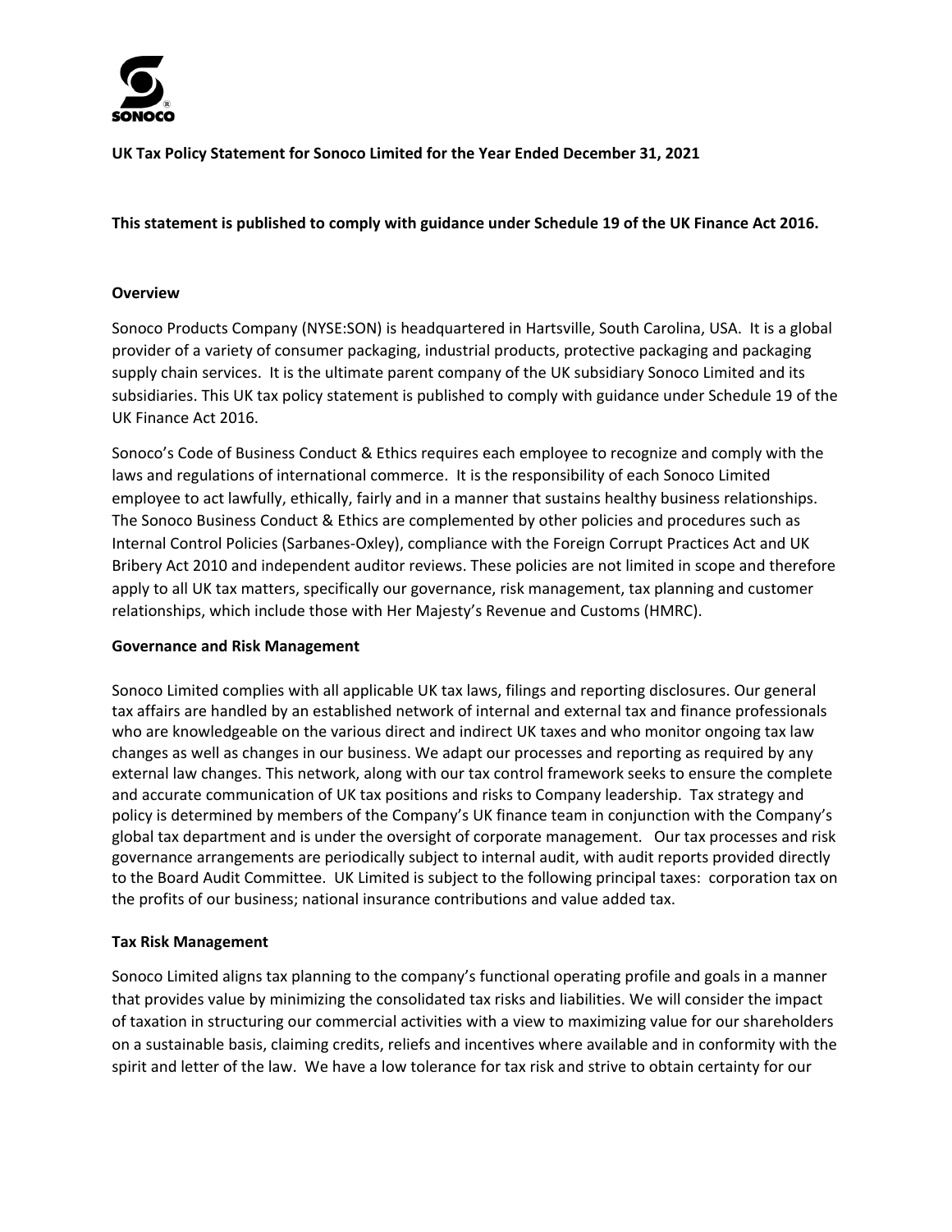**UK Tax Policy Statement for Sonoco Limited for the Year Ended December 31, 2021**

**This statement is published to comply with guidance under Schedule 19 of the UK Finance Act 2016.**

**Overview**

Sonoco Products Company (NYSE:SON) is headquartered in Hartsville, South Carolina, USA. It is a global provider of a variety of consumer packaging, industrial products, protective packaging and packaging supply chain services. It is the ultimate parent company of the UK subsidiary Sonoco Limited and its subsidiaries. This UK tax policy statement is published to comply with guidance under Schedule 19 of the UK Finance Act 2016.

Sonoco's Code of Business Conduct & Ethics requires each employee to recognize and comply with the laws and regulations of international commerce. It is the responsibility of each Sonoco Limited employee to act lawfully, ethically, fairly and in a manner that sustains healthy business relationships. The Sonoco Business Conduct & Ethics are complemented by other policies and procedures such as Internal Control Policies (Sarbanes-Oxley), compliance with the Foreign Corrupt Practices Act and UK Bribery Act 2010 and independent auditor reviews. These policies are not limited in scope and therefore apply to all UK tax matters, specifically our governance, risk management, tax planning and customer relationships, which include those with Her Majesty's Revenue and Customs (HMRC).

**Governance and Risk Management**

Sonoco Limited complies with all applicable UK tax laws, filings and reporting disclosures. Our general tax affairs are handled by an established network of internal and external tax and finance professionals who are knowledgeable on the various direct and indirect UK taxes and who monitor ongoing tax law changes as well as changes in our business. We adapt our processes and reporting as required by any external law changes. This network, along with our tax control framework seeks to ensure the complete and accurate communication of UK tax positions and risks to Company leadership. Tax strategy and policy is determined by members of the Company's UK finance team in conjunction with the Company's global tax department and is under the oversight of corporate management. Our tax processes and risk governance arrangements are periodically subject to internal audit, with audit reports provided directly to the Board Audit Committee. UK Limited is subject to the following principal taxes: corporation tax on the profits of our business; national insurance contributions and value added tax.

**Tax Risk Management**

Sonoco Limited aligns tax planning to the company's functional operating profile and goals in a manner that provides value by minimizing the consolidated tax risks and liabilities. We will consider the impact of taxation in structuring our commercial activities with a view to maximizing value for our shareholders on a sustainable basis, claiming credits, reliefs and incentives where available and in conformity with the spirit and letter of the law. We have a low tolerance for tax risk and strive to obtain certainty for our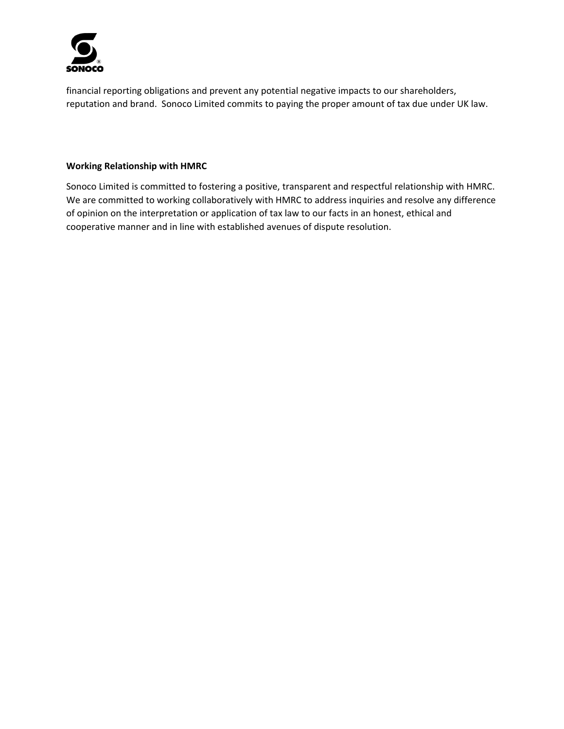financial reporting obligations and prevent any potential negative impacts to our shareholders, reputation and brand. Sonoco Limited commits to paying the proper amount of tax due under UK law.

**Working Relationship with HMRC**

Sonoco Limited is committed to fostering a positive, transparent and respectful relationship with HMRC. We are committed to working collaboratively with HMRC to address inquiries and resolve any difference of opinion on the interpretation or application of tax law to our facts in an honest, ethical and cooperative manner and in line with established avenues of dispute resolution.